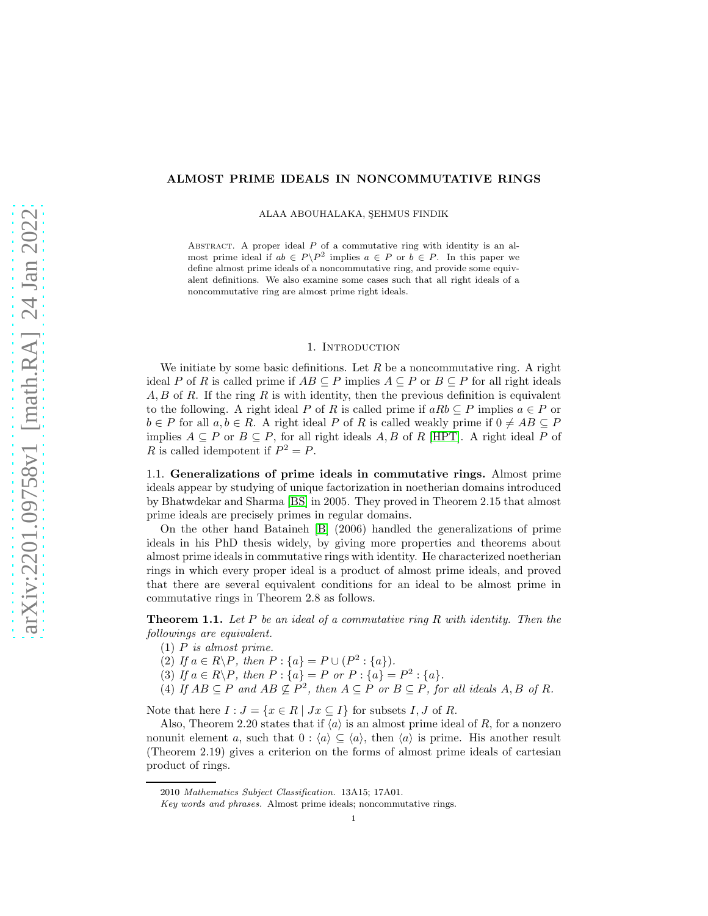# ALMOST PRIME IDEALS IN NONCOMMUTATIVE RINGS

ALAA ABOUHALAKA, ŞEHMUS FINDIK

Abstract. A proper ideal $P$ of a commutative ring with identity is an almost prime ideal if $ab \in P \backslash P^2$ implies $a \in P$ or $b \in P$. In this paper we define almost prime ideals of a noncommutative ring, and provide some equivalent definitions. We also examine some cases such that all right ideals of a noncommutative ring are almost prime right ideals.

## 1. Introduction

We initiate by some basic definitions. Let $R$ be a noncommutative ring. A right ideal $P$ of $R$ is called prime if $AB \subseteq P$ implies $A \subseteq P$ or $B \subseteq P$ for all right ideals $A, B$ of $R$. If the ring $R$ is with identity, then the previous definition is equivalent to the following. A right ideal $P$ of $R$ is called prime if $aRb \subseteq P$ implies $a \in P$ or $b \in P$ for all $a, b \in R$. A right ideal $P$ of $R$ is called weakly prime if $0 \neq AB \subseteq P$ implies $A \subseteq P$ or $B \subseteq P$, for all right ideals $A, B$ of $R$ [HPT]. A right ideal $P$ of $R$ is called idempotent if $P^2 = P$.

### 1.1. Generalizations of prime ideals in commutative rings.

Almost prime ideals appear by studying of unique factorization in noetherian domains introduced by Bhatwdekar and Sharma [BS] in 2005. They proved in Theorem 2.15 that almost prime ideals are precisely primes in regular domains.

On the other hand Bataineh [B] (2006) handled the generalizations of prime ideals in his PhD thesis widely, by giving more properties and theorems about almost prime ideals in commutative rings with identity. He characterized noetherian rings in which every proper ideal is a product of almost prime ideals, and proved that there are several equivalent conditions for an ideal to be almost prime in commutative rings in Theorem 2.8 as follows.

**Theorem 1.1.** *Let $P$ be an ideal of a commutative ring $R$ with identity. Then the followings are equivalent.*

(1) *$P$ is almost prime.*
(2) *If $a \in R \backslash P$, then $P : \{a\} = P \cup (P^2 : \{a\})$.*
(3) *If $a \in R \backslash P$, then $P : \{a\} = P$ or $P : \{a\} = P^2 : \{a\}$.*
(4) *If $AB \subseteq P$ and $AB \not\subseteq P^2$, then $A \subseteq P$ or $B \subseteq P$, for all ideals $A, B$ of $R$.*

Note that here $I : J = \{x \in R \mid Jx \subseteq I\}$ for subsets $I, J$ of $R$.

Also, Theorem 2.20 states that if $\langle a \rangle$ is an almost prime ideal of $R$, for a nonzero nonunit element $a$, such that $0 : \langle a \rangle \subseteq \langle a \rangle$, then $\langle a \rangle$ is prime. His another result (Theorem 2.19) gives a criterion on the forms of almost prime ideals of cartesian product of rings.

2010 *Mathematics Subject Classification.* 13A15; 17A01.

*Key words and phrases.* Almost prime ideals; noncommutative rings.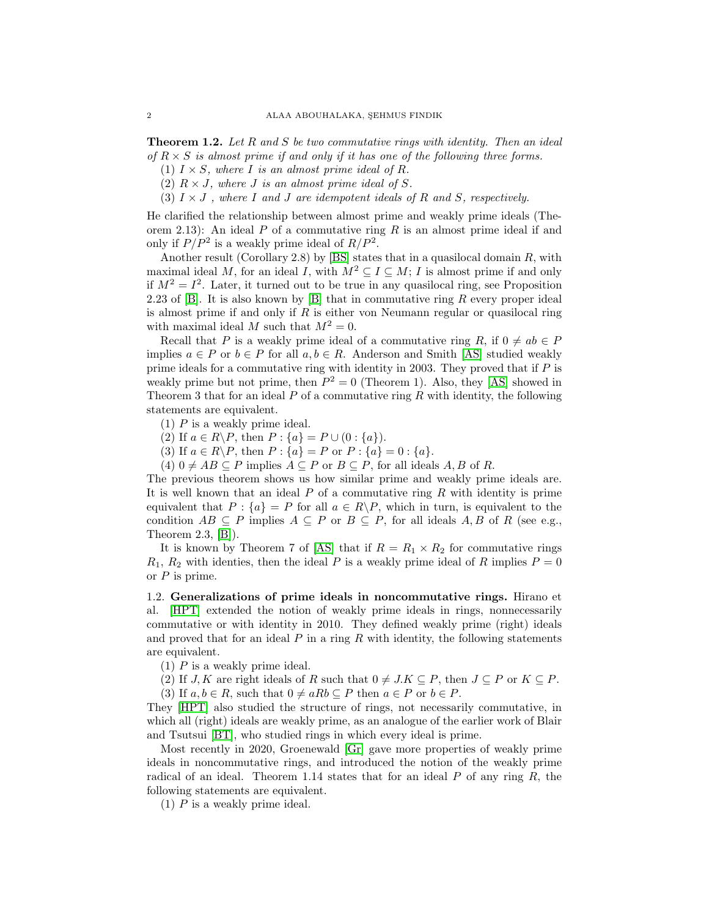**Theorem 1.2.** *Let $R$ and $S$ be two commutative rings with identity. Then an ideal of $R \times S$ is almost prime if and only if it has one of the following three forms.*

(1) *$I \times S$, where $I$ is an almost prime ideal of $R$.*

(2) *$R \times J$, where $J$ is an almost prime ideal of $S$.*

(3) *$I \times J$ , where $I$ and $J$ are idempotent ideals of $R$ and $S$, respectively.*

He clarified the relationship between almost prime and weakly prime ideals (Theorem 2.13): An ideal $P$ of a commutative ring $R$ is an almost prime ideal if and only if $P/P^2$ is a weakly prime ideal of $R/P^2$.

Another result (Corollary 2.8) by [BS] states that in a quasilocal domain $R$, with maximal ideal $M$, for an ideal $I$, with $M^2 \subseteq I \subseteq M$; $I$ is almost prime if and only if $M^2 = I^2$. Later, it turned out to be true in any quasilocal ring, see Proposition 2.23 of [B]. It is also known by [B] that in commutative ring $R$ every proper ideal is almost prime if and only if $R$ is either von Neumann regular or quasilocal ring with maximal ideal $M$ such that $M^2 = 0$.

Recall that $P$ is a weakly prime ideal of a commutative ring $R$, if $0 \neq ab \in P$ implies $a \in P$ or $b \in P$ for all $a, b \in R$. Anderson and Smith [AS] studied weakly prime ideals for a commutative ring with identity in 2003. They proved that if $P$ is weakly prime but not prime, then $P^2 = 0$ (Theorem 1). Also, they [AS] showed in Theorem 3 that for an ideal $P$ of a commutative ring $R$ with identity, the following statements are equivalent.

(1) $P$ is a weakly prime ideal.

(2) If $a \in R \backslash P$, then $P : \{a\} = P \cup (0 : \{a\})$.

(3) If $a \in R \backslash P$, then $P : \{a\} = P$ or $P : \{a\} = 0 : \{a\}$.

(4) $0 \neq AB \subseteq P$ implies $A \subseteq P$ or $B \subseteq P$, for all ideals $A, B$ of $R$.

The previous theorem shows us how similar prime and weakly prime ideals are. It is well known that an ideal $P$ of a commutative ring $R$ with identity is prime equivalent that $P : \{a\} = P$ for all $a \in R \backslash P$, which in turn, is equivalent to the condition $AB \subseteq P$ implies $A \subseteq P$ or $B \subseteq P$, for all ideals $A, B$ of $R$ (see e.g., Theorem 2.3, [B]).

It is known by Theorem 7 of [AS] that if $R = R_1 \times R_2$ for commutative rings $R_1$, $R_2$ with identies, then the ideal $P$ is a weakly prime ideal of $R$ implies $P = 0$ or $P$ is prime.

### 1.2. Generalizations of prime ideals in noncommutative rings.

Hirano et al. [HPT] extended the notion of weakly prime ideals in rings, nonnecessarily commutative or with identity in 2010. They defined weakly prime (right) ideals and proved that for an ideal $P$ in a ring $R$ with identity, the following statements are equivalent.

(1) $P$ is a weakly prime ideal.

(2) If $J, K$ are right ideals of $R$ such that $0 \neq J.K \subseteq P$, then $J \subseteq P$ or $K \subseteq P$.

(3) If $a, b \in R$, such that $0 \neq aRb \subseteq P$ then $a \in P$ or $b \in P$.

They [HPT] also studied the structure of rings, not necessarily commutative, in which all (right) ideals are weakly prime, as an analogue of the earlier work of Blair and Tsutsui [BT], who studied rings in which every ideal is prime.

Most recently in 2020, Groenewald [Gr] gave more properties of weakly prime ideals in noncommutative rings, and introduced the notion of the weakly prime radical of an ideal. Theorem 1.14 states that for an ideal $P$ of any ring $R$, the following statements are equivalent.

(1) $P$ is a weakly prime ideal.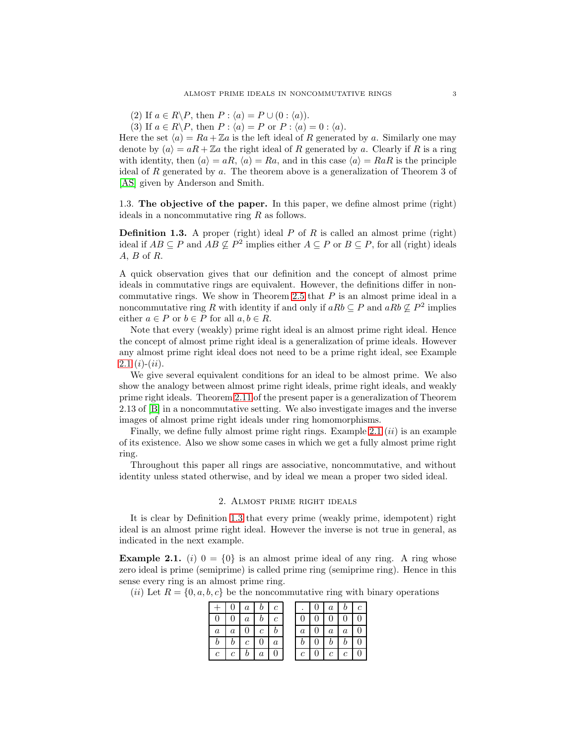(2) If $a \in R\backslash P$, then $P : \langle a) = P \cup (0 : \langle a))$.

(3) If $a \in R\backslash P$, then $P : \langle a) = P$ or $P : \langle a) = 0 : \langle a)$.

Here the set $\langle a) = Ra + \mathbb{Z}a$ is the left ideal of $R$ generated by $a$. Similarly one may denote by $(a\rangle = aR + \mathbb{Z}a$ the right ideal of $R$ generated by $a$. Clearly if $R$ is a ring with identity, then $(a\rangle = aR$, $\langle a) = Ra$, and in this case $\langle a\rangle = RaR$ is the principle ideal of $R$ generated by $a$. The theorem above is a generalization of Theorem 3 of [AS] given by Anderson and Smith.

1.3. **The objective of the paper.** In this paper, we define almost prime (right) ideals in a noncommutative ring $R$ as follows.

**Definition 1.3.** A proper (right) ideal $P$ of $R$ is called an almost prime (right) ideal if $AB \subseteq P$ and $AB \not\subseteq P^2$ implies either $A \subseteq P$ or $B \subseteq P$, for all (right) ideals $A$, $B$ of $R$.

A quick observation gives that our definition and the concept of almost prime ideals in commutative rings are equivalent. However, the definitions differ in noncommutative rings. We show in Theorem 2.5 that $P$ is an almost prime ideal in a noncommutative ring $R$ with identity if and only if $aRb \subseteq P$ and $aRb \not\subseteq P^2$ implies either $a \in P$ or $b \in P$ for all $a, b \in R$.

Note that every (weakly) prime right ideal is an almost prime right ideal. Hence the concept of almost prime right ideal is a generalization of prime ideals. However any almost prime right ideal does not need to be a prime right ideal, see Example 2.1 $(i)$-$(ii)$.

We give several equivalent conditions for an ideal to be almost prime. We also show the analogy between almost prime right ideals, prime right ideals, and weakly prime right ideals. Theorem 2.11 of the present paper is a generalization of Theorem 2.13 of [B] in a noncommutative setting. We also investigate images and the inverse images of almost prime right ideals under ring homomorphisms.

Finally, we define fully almost prime right rings. Example 2.1 $(ii)$ is an example of its existence. Also we show some cases in which we get a fully almost prime right ring.

Throughout this paper all rings are associative, noncommutative, and without identity unless stated otherwise, and by ideal we mean a proper two sided ideal.

## 2. Almost prime right ideals

It is clear by Definition 1.3 that every prime (weakly prime, idempotent) right ideal is an almost prime right ideal. However the inverse is not true in general, as indicated in the next example.

**Example 2.1.** $(i)$ $0 = \{0\}$ is an almost prime ideal of any ring. A ring whose zero ideal is prime (semiprime) is called prime ring (semiprime ring). Hence in this sense every ring is an almost prime ring.

$(ii)$ Let $R = \{0, a, b, c\}$ be the noncommutative ring with binary operations

| $+$ | $0$ | $a$ | $b$ | $c$ |
|---|---|---|---|---|
| $0$ | $0$ | $a$ | $b$ | $c$ |
| $a$ | $a$ | $0$ | $c$ | $b$ |
| $b$ | $b$ | $c$ | $0$ | $a$ |
| $c$ | $c$ | $b$ | $a$ | $0$ |

| $.$ | $0$ | $a$ | $b$ | $c$ |
|---|---|---|---|---|
| $0$ | $0$ | $0$ | $0$ | $0$ |
| $a$ | $0$ | $a$ | $a$ | $0$ |
| $b$ | $0$ | $b$ | $b$ | $0$ |
| $c$ | $0$ | $c$ | $c$ | $0$ |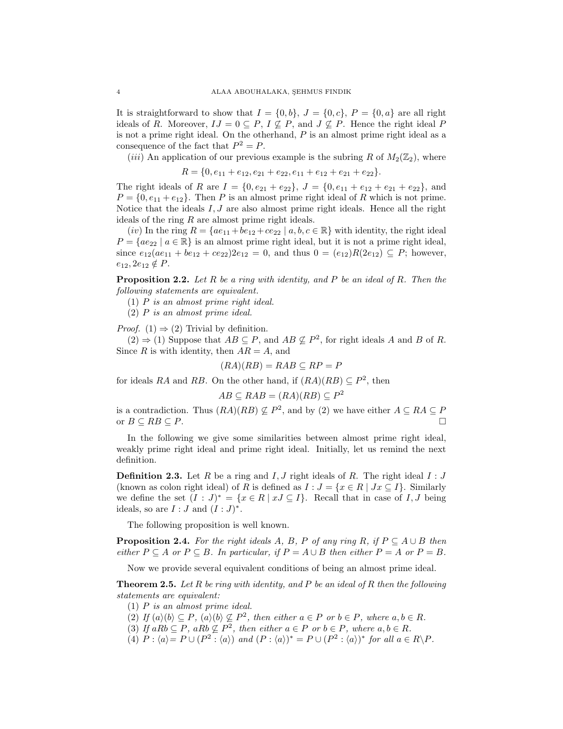It is straightforward to show that $I = \{0, b\}$, $J = \{0, c\}$, $P = \{0, a\}$ are all right ideals of $R$. Moreover, $IJ = 0 \subseteq P$, $I \nsubseteq P$, and $J \nsubseteq P$. Hence the right ideal $P$ is not a prime right ideal. On the otherhand, $P$ is an almost prime right ideal as a consequence of the fact that $P^2 = P$.

(*iii*) An application of our previous example is the subring $R$ of $M_2(\mathbb{Z}_2)$, where

$$R = \{0, e_{11} + e_{12}, e_{21} + e_{22}, e_{11} + e_{12} + e_{21} + e_{22}\}.$$

The right ideals of $R$ are $I = \{0, e_{21} + e_{22}\}$, $J = \{0, e_{11} + e_{12} + e_{21} + e_{22}\}$, and $P = \{0, e_{11} + e_{12}\}$. Then $P$ is an almost prime right ideal of $R$ which is not prime. Notice that the ideals $I, J$ are also almost prime right ideals. Hence all the right ideals of the ring $R$ are almost prime right ideals.

(*iv*) In the ring $R = \{ae_{11} + be_{12} + ce_{22} \mid a, b, c \in \mathbb{R}\}$ with identity, the right ideal $P = \{ae_{22} \mid a \in \mathbb{R}\}$ is an almost prime right ideal, but it is not a prime right ideal, since $e_{12}(ae_{11} + be_{12} + ce_{22})2e_{12} = 0$, and thus $0 = (e_{12})R(2e_{12}) \subseteq P$; however, $e_{12}, 2e_{12} \notin P$.

**Proposition 2.2.** *Let $R$ be a ring with identity, and $P$ be an ideal of $R$. Then the following statements are equivalent.*

(1) *$P$ is an almost prime right ideal.*

(2) *$P$ is an almost prime ideal.*

*Proof.* (1) $\Rightarrow$ (2) Trivial by definition.

(2) $\Rightarrow$ (1) Suppose that $AB \subseteq P$, and $AB \nsubseteq P^2$, for right ideals $A$ and $B$ of $R$. Since $R$ is with identity, then $AR = A$, and

$$(RA)(RB) = RAB \subseteq RP = P$$

for ideals $RA$ and $RB$. On the other hand, if $(RA)(RB) \subseteq P^2$, then

$$AB \subseteq RAB = (RA)(RB) \subseteq P^2$$

is a contradiction. Thus $(RA)(RB) \nsubseteq P^2$, and by (2) we have either $A \subseteq RA \subseteq P$ or $B \subseteq RB \subseteq P$. $\square$

In the following we give some similarities between almost prime right ideal, weakly prime right ideal and prime right ideal. Initially, let us remind the next definition.

**Definition 2.3.** Let $R$ be a ring and $I, J$ right ideals of $R$. The right ideal $I : J$ (known as colon right ideal) of $R$ is defined as $I : J = \{x \in R \mid Jx \subseteq I\}$. Similarly we define the set $(I : J)^* = \{x \in R \mid xJ \subseteq I\}$. Recall that in case of $I, J$ being ideals, so are $I : J$ and $(I : J)^*$.

The following proposition is well known.

**Proposition 2.4.** *For the right ideals $A$, $B$, $P$ of any ring $R$, if $P \subseteq A \cup B$ then either $P \subseteq A$ or $P \subseteq B$. In particular, if $P = A \cup B$ then either $P = A$ or $P = B$.*

Now we provide several equivalent conditions of being an almost prime ideal.

**Theorem 2.5.** *Let $R$ be ring with identity, and $P$ be an ideal of $R$ then the following statements are equivalent:*

(1) *$P$ is an almost prime ideal.*

(2) *If $\langle a \rangle \langle b \rangle \subseteq P$, $\langle a \rangle \langle b \rangle \nsubseteq P^2$, then either $a \in P$ or $b \in P$, where $a, b \in R$.*

(3) *If $aRb \subseteq P$, $aRb \nsubseteq P^2$, then either $a \in P$ or $b \in P$, where $a, b \in R$.*

(4) *$P : \langle a \rangle = P \cup (P^2 : \langle a \rangle)$ and $(P : \langle a \rangle)^* = P \cup (P^2 : \langle a \rangle)^*$ for all $a \in R \backslash P$.*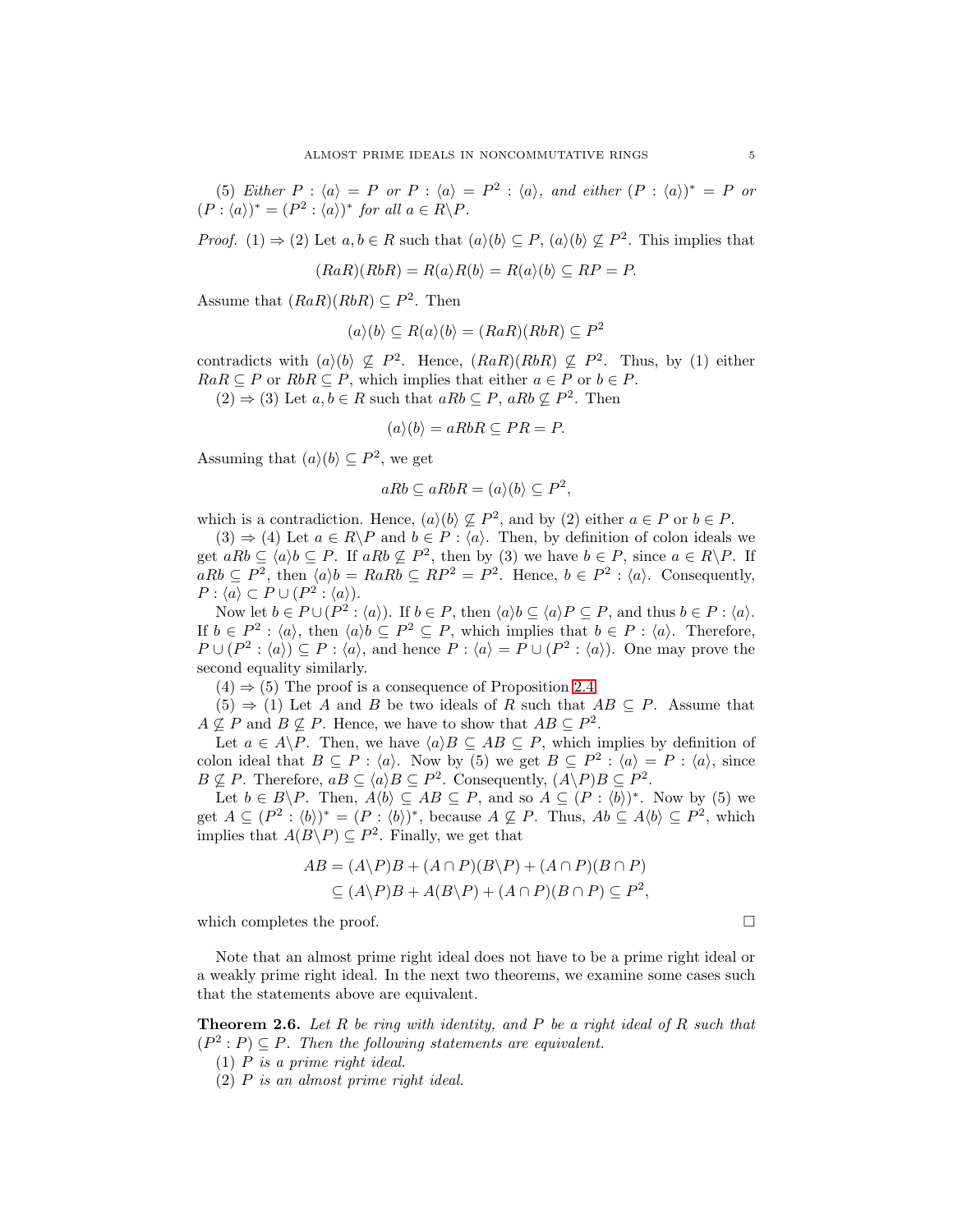(5) *Either* $P : \langle a \rangle = P$ *or* $P : \langle a \rangle = P^2 : \langle a \rangle$, *and either* $(P : \langle a \rangle)^* = P$ *or* $(P : \langle a \rangle)^* = (P^2 : \langle a \rangle)^*$ *for all* $a \in R \backslash P$.

*Proof.* (1) $\Rightarrow$ (2) Let $a, b \in R$ such that $\langle a \rangle \langle b \rangle \subseteq P$, $\langle a \rangle \langle b \rangle \nsubseteq P^2$. This implies that

$$(RaR)(RbR) = R\langle a \rangle R \langle b \rangle = R\langle a \rangle \langle b \rangle \subseteq RP = P.$$

Assume that $(RaR)(RbR) \subseteq P^2$. Then

$$\langle a \rangle \langle b \rangle \subseteq R\langle a \rangle \langle b \rangle = (RaR)(RbR) \subseteq P^2$$

contradicts with $\langle a \rangle \langle b \rangle \nsubseteq P^2$. Hence, $(RaR)(RbR) \nsubseteq P^2$. Thus, by (1) either $RaR \subseteq P$ or $RbR \subseteq P$, which implies that either $a \in P$ or $b \in P$.

(2) $\Rightarrow$ (3) Let $a, b \in R$ such that $aRb \subseteq P$, $aRb \nsubseteq P^2$. Then

$$\langle a \rangle \langle b \rangle = aRbR \subseteq PR = P.$$

Assuming that $\langle a \rangle \langle b \rangle \subseteq P^2$, we get

$$aRb \subseteq aRbR = \langle a \rangle \langle b \rangle \subseteq P^2,$$

which is a contradiction. Hence, $\langle a \rangle \langle b \rangle \nsubseteq P^2$, and by (2) either $a \in P$ or $b \in P$.

(3) $\Rightarrow$ (4) Let $a \in R \backslash P$ and $b \in P : \langle a \rangle$. Then, by definition of colon ideals we get $aRb \subseteq \langle a \rangle b \subseteq P$. If $aRb \nsubseteq P^2$, then by (3) we have $b \in P$, since $a \in R \backslash P$. If $aRb \subseteq P^2$, then $\langle a \rangle b = RaRb \subseteq RP^2 = P^2$. Hence, $b \in P^2 : \langle a \rangle$. Consequently, $P : \langle a \rangle \subset P \cup (P^2 : \langle a \rangle)$.

Now let $b \in P \cup (P^2 : \langle a \rangle)$. If $b \in P$, then $\langle a \rangle b \subseteq \langle a \rangle P \subseteq P$, and thus $b \in P : \langle a \rangle$. If $b \in P^2 : \langle a \rangle$, then $\langle a \rangle b \subseteq P^2 \subseteq P$, which implies that $b \in P : \langle a \rangle$. Therefore, $P \cup (P^2 : \langle a \rangle) \subseteq P : \langle a \rangle$, and hence $P : \langle a \rangle = P \cup (P^2 : \langle a \rangle)$. One may prove the second equality similarly.

(4) $\Rightarrow$ (5) The proof is a consequence of Proposition 2.4.

(5) $\Rightarrow$ (1) Let $A$ and $B$ be two ideals of $R$ such that $AB \subseteq P$. Assume that $A \nsubseteq P$ and $B \nsubseteq P$. Hence, we have to show that $AB \subseteq P^2$.

Let $a \in A \backslash P$. Then, we have $\langle a \rangle B \subseteq AB \subseteq P$, which implies by definition of colon ideal that $B \subseteq P : \langle a \rangle$. Now by (5) we get $B \subseteq P^2 : \langle a \rangle = P : \langle a \rangle$, since $B \nsubseteq P$. Therefore, $aB \subseteq \langle a \rangle B \subseteq P^2$. Consequently, $(A \backslash P)B \subseteq P^2$.

Let $b \in B \backslash P$. Then, $A\langle b \rangle \subseteq AB \subseteq P$, and so $A \subseteq (P : \langle b \rangle)^*$. Now by (5) we get $A \subseteq (P^2 : \langle b \rangle)^* = (P : \langle b \rangle)^*$, because $A \nsubseteq P$. Thus, $Ab \subseteq A\langle b \rangle \subseteq P^2$, which implies that $A(B \backslash P) \subseteq P^2$. Finally, we get that

$$\begin{aligned} AB &= (A \backslash P)B + (A \cap P)(B \backslash P) + (A \cap P)(B \cap P) \\ &\subseteq (A \backslash P)B + A(B \backslash P) + (A \cap P)(B \cap P) \subseteq P^2, \end{aligned}$$

which completes the proof. $\square$

Note that an almost prime right ideal does not have to be a prime right ideal or a weakly prime right ideal. In the next two theorems, we examine some cases such that the statements above are equivalent.

**Theorem 2.6.** *Let* $R$ *be ring with identity, and* $P$ *be a right ideal of* $R$ *such that* $(P^2 : P) \subseteq P$. *Then the following statements are equivalent.*

(1) $P$ *is a prime right ideal.*

(2) $P$ *is an almost prime right ideal.*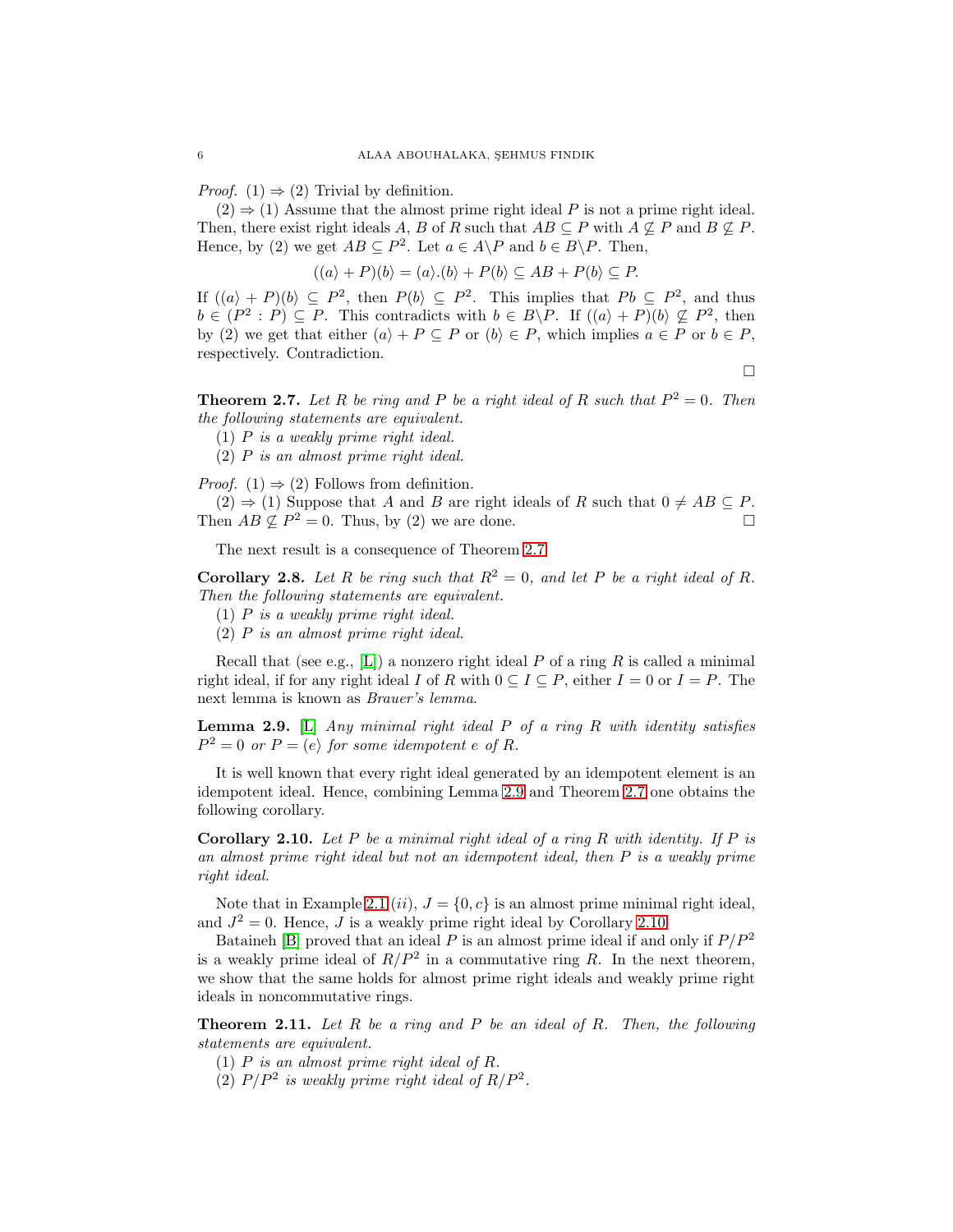*Proof.* (1) ⇒ (2) Trivial by definition.

(2) ⇒ (1) Assume that the almost prime right ideal $P$ is not a prime right ideal. Then, there exist right ideals $A$, $B$ of $R$ such that $AB \subseteq P$ with $A \not\subseteq P$ and $B \not\subseteq P$. Hence, by (2) we get $AB \subseteq P^2$. Let $a \in A\backslash P$ and $b \in B\backslash P$. Then,

$$((a\rangle + P)(b\rangle = (a\rangle.(b\rangle + P(b\rangle \subseteq AB + P(b\rangle \subseteq P.$$

If $((a\rangle + P)(b\rangle \subseteq P^2$, then $P(b\rangle \subseteq P^2$. This implies that $Pb \subseteq P^2$, and thus $b \in (P^2 : P) \subseteq P$. This contradicts with $b \in B\backslash P$. If $((a\rangle + P)(b\rangle \not\subseteq P^2$, then by (2) we get that either $(a\rangle + P \subseteq P$ or $(b\rangle \in P$, which implies $a \in P$ or $b \in P$, respectively. Contradiction. □

**Theorem 2.7.** *Let $R$ be ring and $P$ be a right ideal of $R$ such that $P^2 = 0$. Then the following statements are equivalent.*

(1) *$P$ is a weakly prime right ideal.*
(2) *$P$ is an almost prime right ideal.*

*Proof.* (1) ⇒ (2) Follows from definition.

(2) ⇒ (1) Suppose that $A$ and $B$ are right ideals of $R$ such that $0 \neq AB \subseteq P$. Then $AB \not\subseteq P^2 = 0$. Thus, by (2) we are done. □

The next result is a consequence of Theorem 2.7

**Corollary 2.8.** *Let $R$ be ring such that $R^2 = 0$, and let $P$ be a right ideal of $R$. Then the following statements are equivalent.*

(1) *$P$ is a weakly prime right ideal.*
(2) *$P$ is an almost prime right ideal.*

Recall that (see e.g., [L]) a nonzero right ideal $P$ of a ring $R$ is called a minimal right ideal, if for any right ideal $I$ of $R$ with $0 \subseteq I \subseteq P$, either $I = 0$ or $I = P$. The next lemma is known as *Brauer's lemma*.

**Lemma 2.9.** [L] *Any minimal right ideal $P$ of a ring $R$ with identity satisfies $P^2 = 0$ or $P = (e\rangle$ for some idempotent $e$ of $R$.*

It is well known that every right ideal generated by an idempotent element is an idempotent ideal. Hence, combining Lemma 2.9 and Theorem 2.7 one obtains the following corollary.

**Corollary 2.10.** *Let $P$ be a minimal right ideal of a ring $R$ with identity. If $P$ is an almost prime right ideal but not an idempotent ideal, then $P$ is a weakly prime right ideal.*

Note that in Example 2.1 $(ii)$, $J = \{0, c\}$ is an almost prime minimal right ideal, and $J^2 = 0$. Hence, $J$ is a weakly prime right ideal by Corollary 2.10.

Bataineh [B] proved that an ideal $P$ is an almost prime ideal if and only if $P/P^2$ is a weakly prime ideal of $R/P^2$ in a commutative ring $R$. In the next theorem, we show that the same holds for almost prime right ideals and weakly prime right ideals in noncommutative rings.

**Theorem 2.11.** *Let $R$ be a ring and $P$ be an ideal of $R$. Then, the following statements are equivalent.*

(1) *$P$ is an almost prime right ideal of $R$.*
(2) *$P/P^2$ is weakly prime right ideal of $R/P^2$.*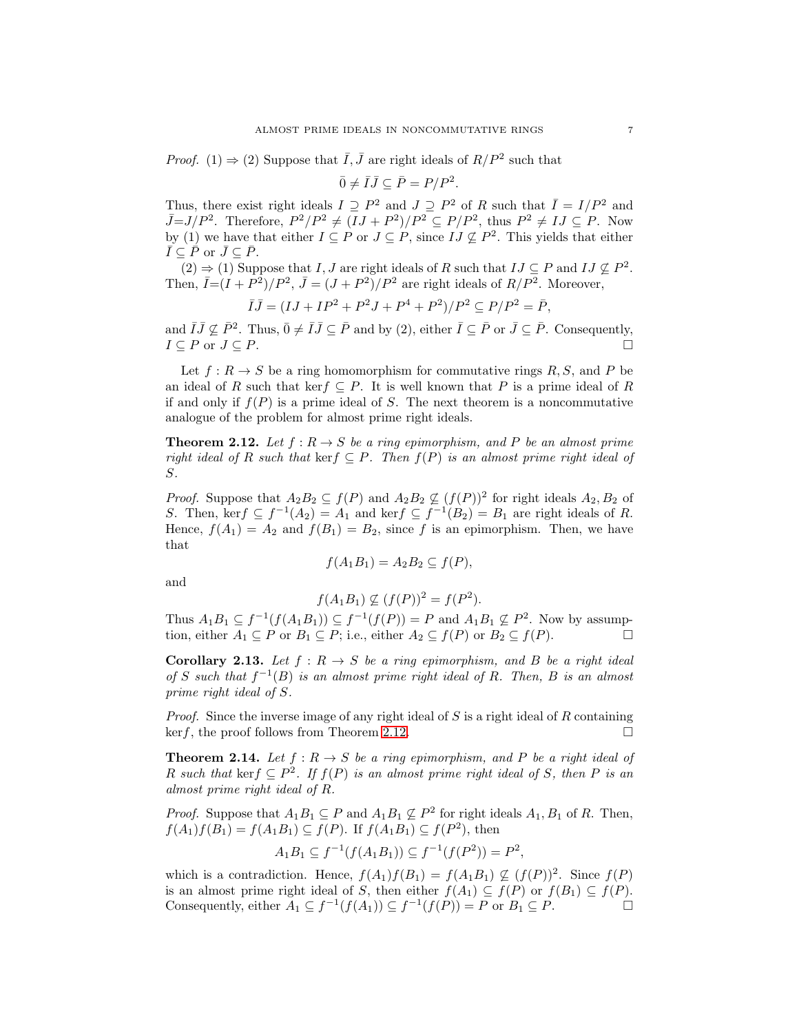*Proof.* (1) ⇒ (2) Suppose that $\bar{I}, \bar{J}$ are right ideals of $R/P^2$ such that

$$\bar{0} \neq \bar{I}\bar{J} \subseteq \bar{P} = P/P^2.$$

Thus, there exist right ideals $I \supseteq P^2$ and $J \supseteq P^2$ of $R$ such that $\bar{I} = I/P^2$ and $\bar{J}=J/P^2$. Therefore, $P^2/P^2 \neq (IJ + P^2)/P^2 \subseteq P/P^2$, thus $P^2 \neq IJ \subseteq P$. Now by (1) we have that either $I \subseteq P$ or $J \subseteq P$, since $IJ \not\subseteq P^2$. This yields that either $\bar{I} \subseteq \bar{P}$ or $\bar{J} \subseteq \bar{P}$.

(2) ⇒ (1) Suppose that $I, J$ are right ideals of $R$ such that $IJ \subseteq P$ and $IJ \not\subseteq P^2$. Then, $\bar{I}=(I + P^2)/P^2$, $\bar{J} = (J + P^2)/P^2$ are right ideals of $R/P^2$. Moreover,

$$\bar{I}\bar{J} = (IJ + IP^2 + P^2J + P^4 + P^2)/P^2 \subseteq P/P^2 = \bar{P},$$

and $\bar{I}\bar{J} \not\subseteq \bar{P}^2$. Thus, $\bar{0} \neq \bar{I}\bar{J} \subseteq \bar{P}$ and by (2), either $\bar{I} \subseteq \bar{P}$ or $\bar{J} \subseteq \bar{P}$. Consequently, $I \subseteq P$ or $J \subseteq P$. □

Let $f : R \to S$ be a ring homomorphism for commutative rings $R, S$, and $P$ be an ideal of $R$ such that $\ker f \subseteq P$. It is well known that $P$ is a prime ideal of $R$ if and only if $f(P)$ is a prime ideal of $S$. The next theorem is a noncommutative analogue of the problem for almost prime right ideals.

**Theorem 2.12.** *Let $f : R \to S$ be a ring epimorphism, and $P$ be an almost prime right ideal of $R$ such that $\ker f \subseteq P$. Then $f(P)$ is an almost prime right ideal of $S$.*

*Proof.* Suppose that $A_2B_2 \subseteq f(P)$ and $A_2B_2 \not\subseteq (f(P))^2$ for right ideals $A_2, B_2$ of $S$. Then, $\ker f \subseteq f^{-1}(A_2) = A_1$ and $\ker f \subseteq f^{-1}(B_2) = B_1$ are right ideals of $R$. Hence, $f(A_1) = A_2$ and $f(B_1) = B_2$, since $f$ is an epimorphism. Then, we have that

$$f(A_1B_1) = A_2B_2 \subseteq f(P),$$

and

$$f(A_1B_1) \not\subseteq (f(P))^2 = f(P^2).$$

Thus $A_1B_1 \subseteq f^{-1}(f(A_1B_1)) \subseteq f^{-1}(f(P)) = P$ and $A_1B_1 \not\subseteq P^2$. Now by assumption, either $A_1 \subseteq P$ or $B_1 \subseteq P$; i.e., either $A_2 \subseteq f(P)$ or $B_2 \subseteq f(P)$. □

**Corollary 2.13.** *Let $f : R \to S$ be a ring epimorphism, and $B$ be a right ideal of $S$ such that $f^{-1}(B)$ is an almost prime right ideal of $R$. Then, $B$ is an almost prime right ideal of $S$.*

*Proof.* Since the inverse image of any right ideal of $S$ is a right ideal of $R$ containing $\ker f$, the proof follows from Theorem 2.12. □

**Theorem 2.14.** *Let $f : R \to S$ be a ring epimorphism, and $P$ be a right ideal of $R$ such that $\ker f \subseteq P^2$. If $f(P)$ is an almost prime right ideal of $S$, then $P$ is an almost prime right ideal of $R$.*

*Proof.* Suppose that $A_1B_1 \subseteq P$ and $A_1B_1 \not\subseteq P^2$ for right ideals $A_1, B_1$ of $R$. Then, $f(A_1)f(B_1) = f(A_1B_1) \subseteq f(P)$. If $f(A_1B_1) \subseteq f(P^2)$, then

$$A_1B_1 \subseteq f^{-1}(f(A_1B_1)) \subseteq f^{-1}(f(P^2)) = P^2,$$

which is a contradiction. Hence, $f(A_1)f(B_1) = f(A_1B_1) \not\subseteq (f(P))^2$. Since $f(P)$ is an almost prime right ideal of $S$, then either $f(A_1) \subseteq f(P)$ or $f(B_1) \subseteq f(P)$. Consequently, either $A_1 \subseteq f^{-1}(f(A_1)) \subseteq f^{-1}(f(P)) = P$ or $B_1 \subseteq P$. □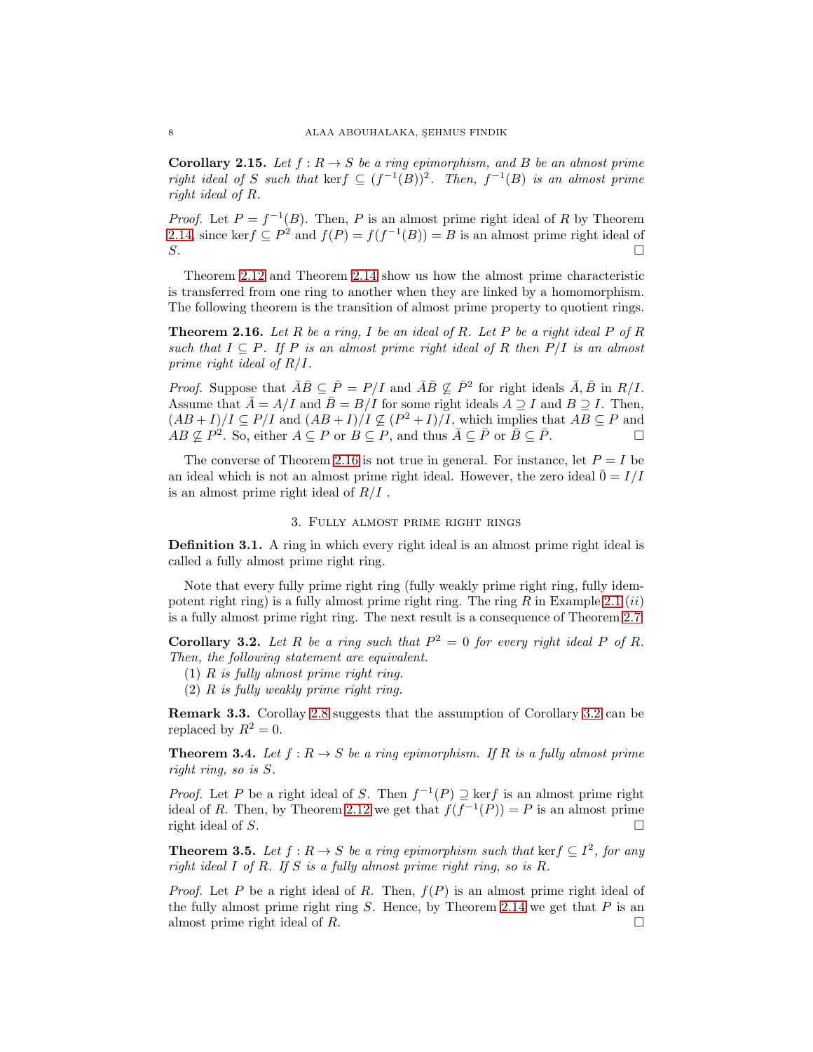**Corollary 2.15.** *Let $f : R \to S$ be a ring epimorphism, and $B$ be an almost prime right ideal of $S$ such that $\ker f \subseteq (f^{-1}(B))^2$. Then, $f^{-1}(B)$ is an almost prime right ideal of $R$.*

*Proof.* Let $P = f^{-1}(B)$. Then, $P$ is an almost prime right ideal of $R$ by Theorem 2.14, since $\ker f \subseteq P^2$ and $f(P) = f(f^{-1}(B)) = B$ is an almost prime right ideal of $S$. □

Theorem 2.12 and Theorem 2.14 show us how the almost prime characteristic is transferred from one ring to another when they are linked by a homomorphism. The following theorem is the transition of almost prime property to quotient rings.

**Theorem 2.16.** *Let $R$ be a ring, $I$ be an ideal of $R$. Let $P$ be a right ideal $P$ of $R$ such that $I \subseteq P$. If $P$ is an almost prime right ideal of $R$ then $P/I$ is an almost prime right ideal of $R/I$.*

*Proof.* Suppose that $\bar{A}\bar{B} \subseteq \bar{P} = P/I$ and $\bar{A}\bar{B} \not\subseteq \bar{P}^2$ for right ideals $\bar{A}, \bar{B}$ in $R/I$. Assume that $\bar{A} = A/I$ and $\bar{B} = B/I$ for some right ideals $A \supseteq I$ and $B \supseteq I$. Then, $(AB + I)/I \subseteq P/I$ and $(AB + I)/I \not\subseteq (P^2 + I)/I$, which implies that $AB \subseteq P$ and $AB \not\subseteq P^2$. So, either $A \subseteq P$ or $B \subseteq P$, and thus $\bar{A} \subseteq \bar{P}$ or $\bar{B} \subseteq \bar{P}$. □

The converse of Theorem 2.16 is not true in general. For instance, let $P = I$ be an ideal which is not an almost prime right ideal. However, the zero ideal $\bar{0} = I/I$ is an almost prime right ideal of $R/I$ .

## 3. Fully almost prime right rings

**Definition 3.1.** A ring in which every right ideal is an almost prime right ideal is called a fully almost prime right ring.

Note that every fully prime right ring (fully weakly prime right ring, fully idempotent right ring) is a fully almost prime right ring. The ring $R$ in Example 2.1 $(ii)$ is a fully almost prime right ring. The next result is a consequence of Theorem 2.7.

**Corollary 3.2.** *Let $R$ be a ring such that $P^2 = 0$ for every right ideal $P$ of $R$. Then, the following statement are equivalent.*

1. *$R$ is fully almost prime right ring.*
2. *$R$ is fully weakly prime right ring.*

**Remark 3.3.** Corollay 2.8 suggests that the assumption of Corollary 3.2 can be replaced by $R^2 = 0$.

**Theorem 3.4.** *Let $f : R \to S$ be a ring epimorphism. If $R$ is a fully almost prime right ring, so is $S$.*

*Proof.* Let $P$ be a right ideal of $S$. Then $f^{-1}(P) \supseteq \ker f$ is an almost prime right ideal of $R$. Then, by Theorem 2.12 we get that $f(f^{-1}(P)) = P$ is an almost prime right ideal of $S$. □

**Theorem 3.5.** *Let $f : R \to S$ be a ring epimorphism such that $\ker f \subseteq I^2$, for any right ideal $I$ of $R$. If $S$ is a fully almost prime right ring, so is $R$.*

*Proof.* Let $P$ be a right ideal of $R$. Then, $f(P)$ is an almost prime right ideal of the fully almost prime right ring $S$. Hence, by Theorem 2.14 we get that $P$ is an almost prime right ideal of $R$. □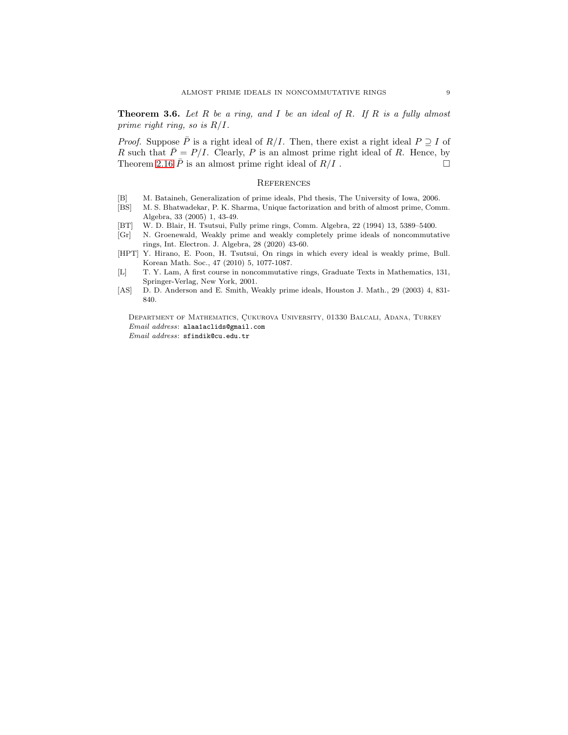**Theorem 3.6.** *Let $R$ be a ring, and $I$ be an ideal of $R$. If $R$ is a fully almost prime right ring, so is $R/I$.*

*Proof.* Suppose $\bar{P}$ is a right ideal of $R/I$. Then, there exist a right ideal $P \supseteq I$ of $R$ such that $\bar{P} = P/I$. Clearly, $P$ is an almost prime right ideal of $R$. Hence, by Theorem 2.16 $\bar{P}$ is an almost prime right ideal of $R/I$ . □

## References

[B] M. Bataineh, Generalization of prime ideals, Phd thesis, The University of Iowa, 2006.

[BS] M. S. Bhatwadekar, P. K. Sharma, Unique factorization and brith of almost prime, Comm. Algebra, 33 (2005) 1, 43-49.

[BT] W. D. Blair, H. Tsutsui, Fully prime rings, Comm. Algebra, 22 (1994) 13, 5389–5400.

[Gr] N. Groenewald, Weakly prime and weakly completely prime ideals of noncommutative rings, Int. Electron. J. Algebra, 28 (2020) 43-60.

[HPT] Y. Hirano, E. Poon, H. Tsutsui, On rings in which every ideal is weakly prime, Bull. Korean Math. Soc., 47 (2010) 5, 1077-1087.

[L] T. Y. Lam, A first course in noncommutative rings, Graduate Texts in Mathematics, 131, Springer-Verlag, New York, 2001.

[AS] D. D. Anderson and E. Smith, Weakly prime ideals, Houston J. Math., 29 (2003) 4, 831-840.

Department of Mathematics, Çukurova University, 01330 Balcali, Adana, Turkey
*Email address*: alaa1aclids@gmail.com
*Email address*: sfindik@cu.edu.tr